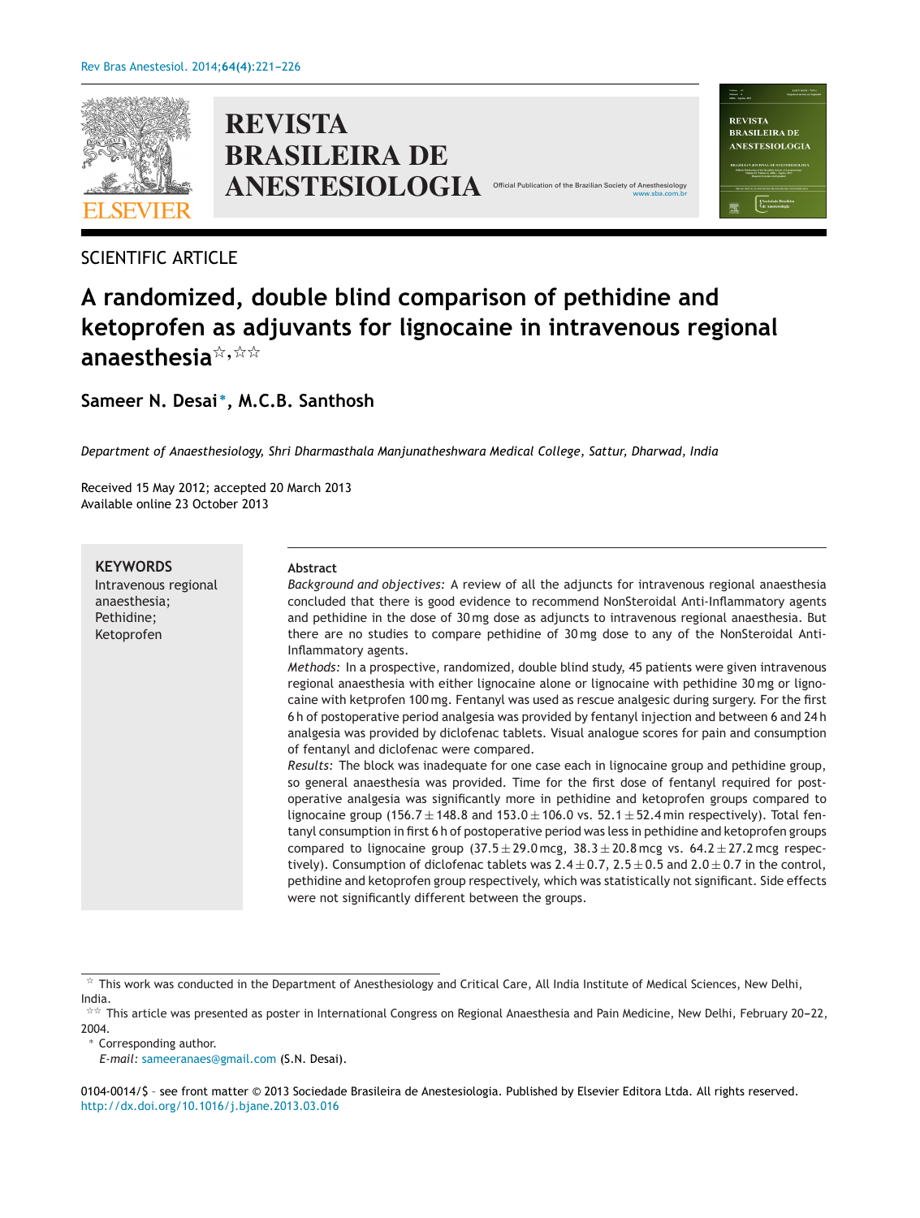SCIENTIFIC ARTICLE

# A randomized, double blind comparison of pethidine and ketoprofen as adjuvants for lignocaine in intravenous regional anaesthesia☆,☆☆

**Sameer N. Desai***, **M.C.B. Santhosh**

*Department of Anaesthesiology, Shri Dharmasthala Manjunatheshwara Medical College, Sattur, Dharwad, India*

Received 15 May 2012; accepted 20 March 2013
Available online 23 October 2013

**KEYWORDS**
Intravenous regional anaesthesia;
Pethidine;
Ketoprofen

**Abstract**

*Background and objectives:* A review of all the adjuncts for intravenous regional anaesthesia concluded that there is good evidence to recommend NonSteroidal Anti-Inflammatory agents and pethidine in the dose of 30 mg dose as adjuncts to intravenous regional anaesthesia. But there are no studies to compare pethidine of 30 mg dose to any of the NonSteroidal Anti-Inflammatory agents.

*Methods:* In a prospective, randomized, double blind study, 45 patients were given intravenous regional anaesthesia with either lignocaine alone or lignocaine with pethidine 30 mg or lignocaine with ketprofen 100 mg. Fentanyl was used as rescue analgesic during surgery. For the first 6 h of postoperative period analgesia was provided by fentanyl injection and between 6 and 24 h analgesia was provided by diclofenac tablets. Visual analogue scores for pain and consumption of fentanyl and diclofenac were compared.

*Results:* The block was inadequate for one case each in lignocaine group and pethidine group, so general anaesthesia was provided. Time for the first dose of fentanyl required for postoperative analgesia was significantly more in pethidine and ketoprofen groups compared to lignocaine group ($156.7 \pm 148.8$ and $153.0 \pm 106.0$ vs. $52.1 \pm 52.4$ min respectively). Total fentanyl consumption in first 6 h of postoperative period was less in pethidine and ketoprofen groups compared to lignocaine group ($37.5 \pm 29.0$ mcg, $38.3 \pm 20.8$ mcg vs. $64.2 \pm 27.2$ mcg respectively). Consumption of diclofenac tablets was $2.4 \pm 0.7$, $2.5 \pm 0.5$ and $2.0 \pm 0.7$ in the control, pethidine and ketoprofen group respectively, which was statistically not significant. Side effects were not significantly different between the groups.

☆ This work was conducted in the Department of Anesthesiology and Critical Care, All India Institute of Medical Sciences, New Delhi, India.

☆☆ This article was presented as poster in International Congress on Regional Anaesthesia and Pain Medicine, New Delhi, February 20–22, 2004.

* Corresponding author.
*E-mail:* sameeranaes@gmail.com (S.N. Desai).

0104-0014/$ – see front matter © 2013 Sociedade Brasileira de Anestesiologia. Published by Elsevier Editora Ltda. All rights reserved.
http://dx.doi.org/10.1016/j.bjane.2013.03.016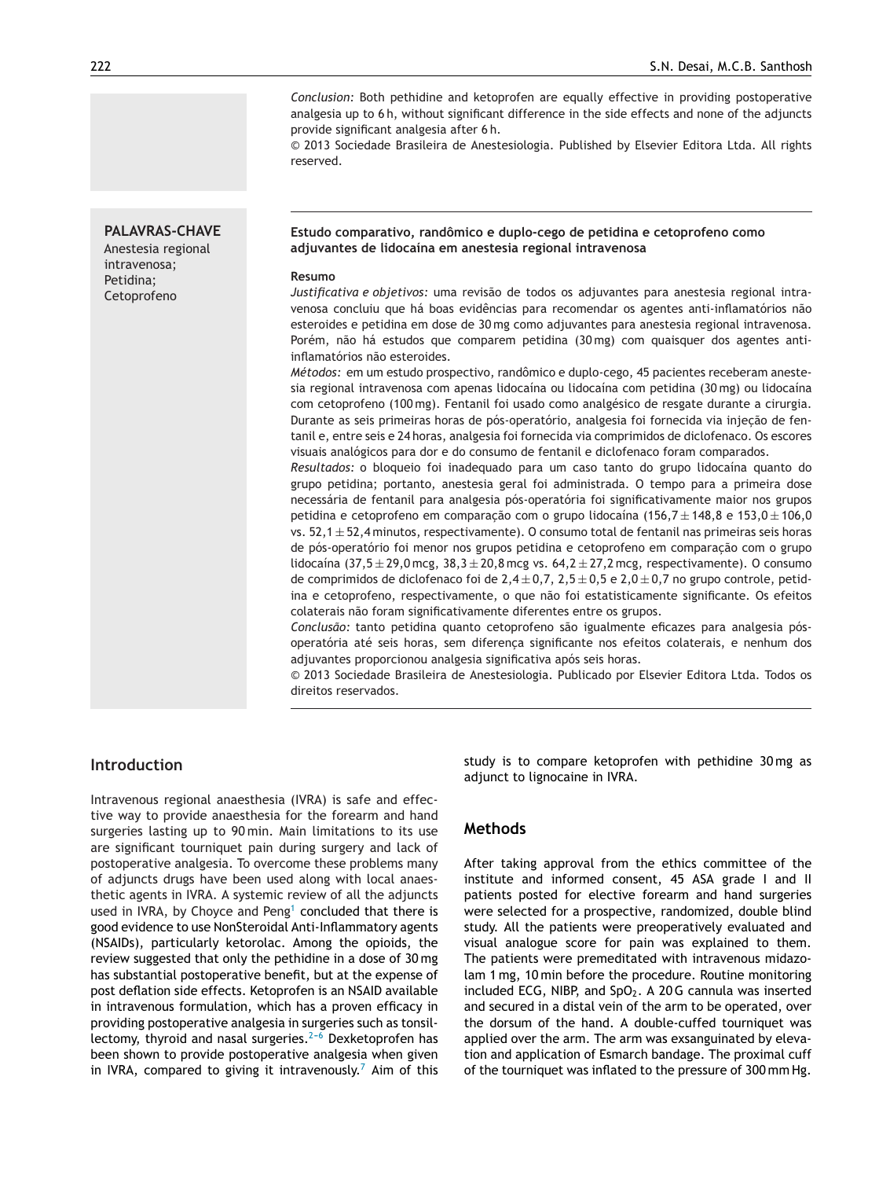*Conclusion:* Both pethidine and ketoprofen are equally effective in providing postoperative analgesia up to 6 h, without significant difference in the side effects and none of the adjuncts provide significant analgesia after 6 h.

© 2013 Sociedade Brasileira de Anestesiologia. Published by Elsevier Editora Ltda. All rights reserved.

**PALAVRAS-CHAVE**

Anestesia regional intravenosa;
Petidina;
Cetoprofeno

**Estudo comparativo, randômico e duplo-cego de petidina e cetoprofeno como adjuvantes de lidocaína em anestesia regional intravenosa**

**Resumo**

*Justificativa e objetivos:* uma revisão de todos os adjuvantes para anestesia regional intravenosa concluiu que há boas evidências para recomendar os agentes anti-inflamatórios não esteroides e petidina em dose de 30 mg como adjuvantes para anestesia regional intravenosa. Porém, não há estudos que comparem petidina (30 mg) com quaisquer dos agentes anti-inflamatórios não esteroides.

*Métodos:* em um estudo prospectivo, randômico e duplo-cego, 45 pacientes receberam anestesia regional intravenosa com apenas lidocaína ou lidocaína com petidina (30 mg) ou lidocaína com cetoprofeno (100 mg). Fentanil foi usado como analgésico de resgate durante a cirurgia. Durante as seis primeiras horas de pós-operatório, analgesia foi fornecida via injeção de fentanil e, entre seis e 24 horas, analgesia foi fornecida via comprimidos de diclofenaco. Os escores visuais analógicos para dor e do consumo de fentanil e diclofenaco foram comparados.

*Resultados:* o bloqueio foi inadequado para um caso tanto do grupo lidocaína quanto do grupo petidina; portanto, anestesia geral foi administrada. O tempo para a primeira dose necessária de fentanil para analgesia pós-operatória foi significativamente maior nos grupos petidina e cetoprofeno em comparação com o grupo lidocaína (156,7 ± 148,8 e 153,0 ± 106,0 vs. 52,1 ± 52,4 minutos, respectivamente). O consumo total de fentanil nas primeiras seis horas de pós-operatório foi menor nos grupos petidina e cetoprofeno em comparação com o grupo lidocaína (37,5 ± 29,0 mcg, 38,3 ± 20,8 mcg vs. 64,2 ± 27,2 mcg, respectivamente). O consumo de comprimidos de diclofenaco foi de 2,4 ± 0,7, 2,5 ± 0,5 e 2,0 ± 0,7 no grupo controle, petidina e cetoprofeno, respectivamente, o que não foi estatisticamente significante. Os efeitos colaterais não foram significativamente diferentes entre os grupos.

*Conclusão:* tanto petidina quanto cetoprofeno são igualmente eficazes para analgesia pós-operatória até seis horas, sem diferença significante nos efeitos colaterais, e nenhum dos adjuvantes proporcionou analgesia significativa após seis horas.

© 2013 Sociedade Brasileira de Anestesiologia. Publicado por Elsevier Editora Ltda. Todos os direitos reservados.

## Introduction

Intravenous regional anaesthesia (IVRA) is safe and effective way to provide anaesthesia for the forearm and hand surgeries lasting up to 90 min. Main limitations to its use are significant tourniquet pain during surgery and lack of postoperative analgesia. To overcome these problems many of adjuncts drugs have been used along with local anaesthetic agents in IVRA. A systemic review of all the adjuncts used in IVRA, by Choyce and Peng[1] concluded that there is good evidence to use NonSteroidal Anti-Inflammatory agents (NSAIDs), particularly ketorolac. Among the opioids, the review suggested that only the pethidine in a dose of 30 mg has substantial postoperative benefit, but at the expense of post deflation side effects. Ketoprofen is an NSAID available in intravenous formulation, which has a proven efficacy in providing postoperative analgesia in surgeries such as tonsillectomy, thyroid and nasal surgeries.[2–6] Dexketoprofen has been shown to provide postoperative analgesia when given in IVRA, compared to giving it intravenously.[7] Aim of this study is to compare ketoprofen with pethidine 30 mg as adjunct to lignocaine in IVRA.

## Methods

After taking approval from the ethics committee of the institute and informed consent, 45 ASA grade I and II patients posted for elective forearm and hand surgeries were selected for a prospective, randomized, double blind study. All the patients were preoperatively evaluated and visual analogue score for pain was explained to them. The patients were premeditated with intravenous midazolam 1 mg, 10 min before the procedure. Routine monitoring included ECG, NIBP, and $SpO_2$. A 20 G cannula was inserted and secured in a distal vein of the arm to be operated, over the dorsum of the hand. A double-cuffed tourniquet was applied over the arm. The arm was exsanguinated by elevation and application of Esmarch bandage. The proximal cuff of the tourniquet was inflated to the pressure of 300 mm Hg.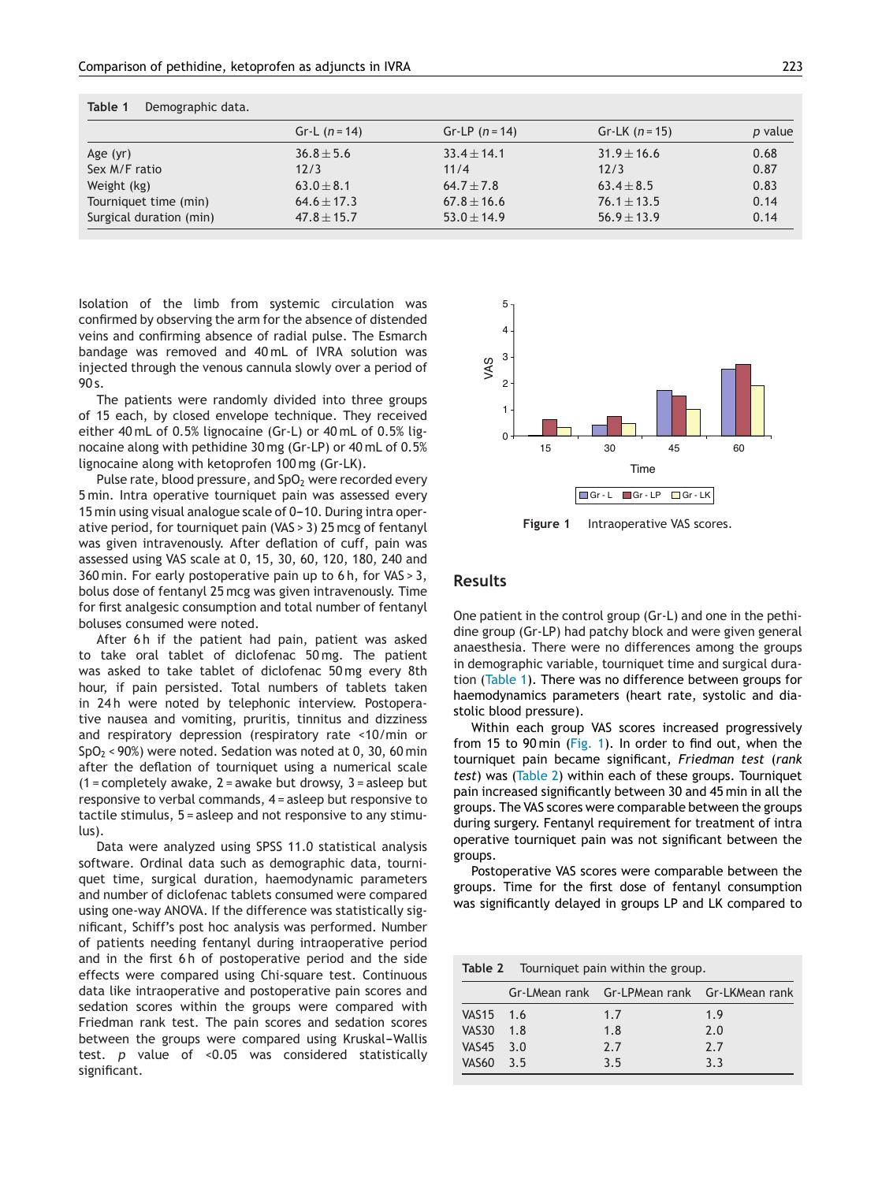**Table 1** Demographic data.

| | Gr-L ($n = 14$) | Gr-LP ($n = 14$) | Gr-LK ($n = 15$) | $p$ value |
|---|---|---|---|---|
| Age (yr) | $36.8 \pm 5.6$ | $33.4 \pm 14.1$ | $31.9 \pm 16.6$ | 0.68 |
| Sex M/F ratio | 12/3 | 11/4 | 12/3 | 0.87 |
| Weight (kg) | $63.0 \pm 8.1$ | $64.7 \pm 7.8$ | $63.4 \pm 8.5$ | 0.83 |
| Tourniquet time (min) | $64.6 \pm 17.3$ | $67.8 \pm 16.6$ | $76.1 \pm 13.5$ | 0.14 |
| Surgical duration (min) | $47.8 \pm 15.7$ | $53.0 \pm 14.9$ | $56.9 \pm 13.9$ | 0.14 |

Isolation of the limb from systemic circulation was confirmed by observing the arm for the absence of distended veins and confirming absence of radial pulse. The Esmarch bandage was removed and 40 mL of IVRA solution was injected through the venous cannula slowly over a period of 90 s.

The patients were randomly divided into three groups of 15 each, by closed envelope technique. They received either 40 mL of 0.5% lignocaine (Gr-L) or 40 mL of 0.5% lignocaine along with pethidine 30 mg (Gr-LP) or 40 mL of 0.5% lignocaine along with ketoprofen 100 mg (Gr-LK).

Pulse rate, blood pressure, and $SpO_2$ were recorded every 5 min. Intra operative tourniquet pain was assessed every 15 min using visual analogue scale of 0–10. During intra operative period, for tourniquet pain (VAS > 3) 25 mcg of fentanyl was given intravenously. After deflation of cuff, pain was assessed using VAS scale at 0, 15, 30, 60, 120, 180, 240 and 360 min. For early postoperative pain up to 6 h, for VAS > 3, bolus dose of fentanyl 25 mcg was given intravenously. Time for first analgesic consumption and total number of fentanyl boluses consumed were noted.

After 6 h if the patient had pain, patient was asked to take oral tablet of diclofenac 50 mg. The patient was asked to take tablet of diclofenac 50 mg every 8th hour, if pain persisted. Total numbers of tablets taken in 24 h were noted by telephonic interview. Postoperative nausea and vomiting, pruritis, tinnitus and dizziness and respiratory depression (respiratory rate <10/min or $SpO_2$ < 90%) were noted. Sedation was noted at 0, 30, 60 min after the deflation of tourniquet using a numerical scale (1 = completely awake, 2 = awake but drowsy, 3 = asleep but responsive to verbal commands, 4 = asleep but responsive to tactile stimulus, 5 = asleep and not responsive to any stimulus).

Data were analyzed using SPSS 11.0 statistical analysis software. Ordinal data such as demographic data, tourniquet time, surgical duration, haemodynamic parameters and number of diclofenac tablets consumed were compared using one-way ANOVA. If the difference was statistically significant, Schiff's post hoc analysis was performed. Number of patients needing fentanyl during intraoperative period and in the first 6 h of postoperative period and the side effects were compared using Chi-square test. Continuous data like intraoperative and postoperative pain scores and sedation scores within the groups were compared with Friedman rank test. The pain scores and sedation scores between the groups were compared using Kruskal–Wallis test. $p$ value of <0.05 was considered statistically significant.

**Figure 1** Intraoperative VAS scores.

## Results

One patient in the control group (Gr-L) and one in the pethidine group (Gr-LP) had patchy block and were given general anaesthesia. There were no differences among the groups in demographic variable, tourniquet time and surgical duration (Table 1). There was no difference between groups for haemodynamics parameters (heart rate, systolic and diastolic blood pressure).

Within each group VAS scores increased progressively from 15 to 90 min (Fig. 1). In order to find out, when the tourniquet pain became significant, *Friedman test* (*rank test*) was (Table 2) within each of these groups. Tourniquet pain increased significantly between 30 and 45 min in all the groups. The VAS scores were comparable between the groups during surgery. Fentanyl requirement for treatment of intra operative tourniquet pain was not significant between the groups.

Postoperative VAS scores were comparable between the groups. Time for the first dose of fentanyl consumption was significantly delayed in groups LP and LK compared to

**Table 2** Tourniquet pain within the group.

| | Gr-LMean rank | Gr-LPMean rank | Gr-LKMean rank |
|---|---|---|---|
| VAS15 | 1.6 | 1.7 | 1.9 |
| VAS30 | 1.8 | 1.8 | 2.0 |
| VAS45 | 3.0 | 2.7 | 2.7 |
| VAS60 | 3.5 | 3.5 | 3.3 |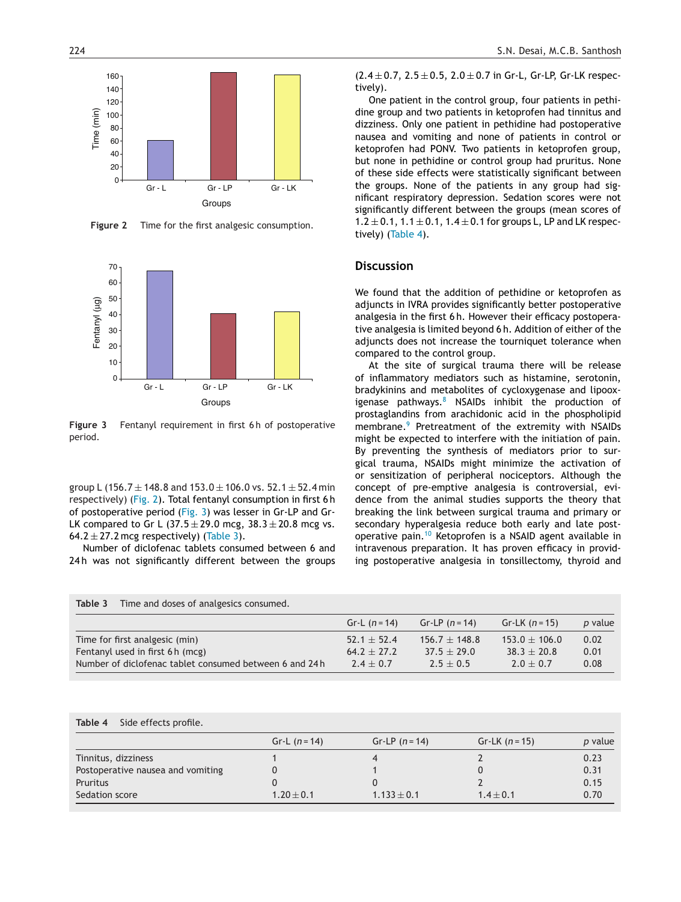Figure 2 Time for the first analgesic consumption.

Figure 3 Fentanyl requirement in first 6 h of postoperative period.

group L (156.7 ± 148.8 and 153.0 ± 106.0 vs. 52.1 ± 52.4 min respectively) (Fig. 2). Total fentanyl consumption in first 6 h of postoperative period (Fig. 3) was lesser in Gr-LP and Gr-LK compared to Gr L (37.5 ± 29.0 mcg, 38.3 ± 20.8 mcg vs. 64.2 ± 27.2 mcg respectively) (Table 3).

Number of diclofenac tablets consumed between 6 and 24 h was not significantly different between the groups (2.4 ± 0.7, 2.5 ± 0.5, 2.0 ± 0.7 in Gr-L, Gr-LP, Gr-LK respectively).

One patient in the control group, four patients in pethidine group and two patients in ketoprofen had tinnitus and dizziness. Only one patient in pethidine had postoperative nausea and vomiting and none of patients in control or ketoprofen had PONV. Two patients in ketoprofen group, but none in pethidine or control group had pruritus. None of these side effects were statistically significant between the groups. None of the patients in any group had significant respiratory depression. Sedation scores were not significantly different between the groups (mean scores of 1.2 ± 0.1, 1.1 ± 0.1, 1.4 ± 0.1 for groups L, LP and LK respectively) (Table 4).

## Discussion

We found that the addition of pethidine or ketoprofen as adjuncts in IVRA provides significantly better postoperative analgesia in the first 6 h. However their efficacy postoperative analgesia is limited beyond 6 h. Addition of either of the adjuncts does not increase the tourniquet tolerance when compared to the control group.

At the site of surgical trauma there will be release of inflammatory mediators such as histamine, serotonin, bradykinins and metabolites of cycloxygenase and lipooxigenase pathways.[8] NSAIDs inhibit the production of prostaglandins from arachidonic acid in the phospholipid membrane.[9] Pretreatment of the extremity with NSAIDs might be expected to interfere with the initiation of pain. By preventing the synthesis of mediators prior to surgical trauma, NSAIDs might minimize the activation of or sensitization of peripheral nociceptors. Although the concept of pre-emptive analgesia is controversial, evidence from the animal studies supports the theory that breaking the link between surgical trauma and primary or secondary hyperalgesia reduce both early and late postoperative pain.[10] Ketoprofen is a NSAID agent available in intravenous preparation. It has proven efficacy in providing postoperative analgesia in tonsillectomy, thyroid and

**Table 3** Time and doses of analgesics consumed.

| | Gr-L ($n$ = 14) | Gr-LP ($n$ = 14) | Gr-LK ($n$ = 15) | $p$ value |
|---|---|---|---|---|
| Time for first analgesic (min) | 52.1 ± 52.4 | 156.7 ± 148.8 | 153.0 ± 106.0 | 0.02 |
| Fentanyl used in first 6 h (mcg) | 64.2 ± 27.2 | 37.5 ± 29.0 | 38.3 ± 20.8 | 0.01 |
| Number of diclofenac tablet consumed between 6 and 24 h | 2.4 ± 0.7 | 2.5 ± 0.5 | 2.0 ± 0.7 | 0.08 |

**Table 4** Side effects profile.

| | Gr-L ($n$ = 14) | Gr-LP ($n$ = 14) | Gr-LK ($n$ = 15) | $p$ value |
|---|---|---|---|---|
| Tinnitus, dizziness | 1 | 4 | 2 | 0.23 |
| Postoperative nausea and vomiting | 0 | 1 | 0 | 0.31 |
| Pruritus | 0 | 0 | 2 | 0.15 |
| Sedation score | 1.20 ± 0.1 | 1.133 ± 0.1 | 1.4 ± 0.1 | 0.70 |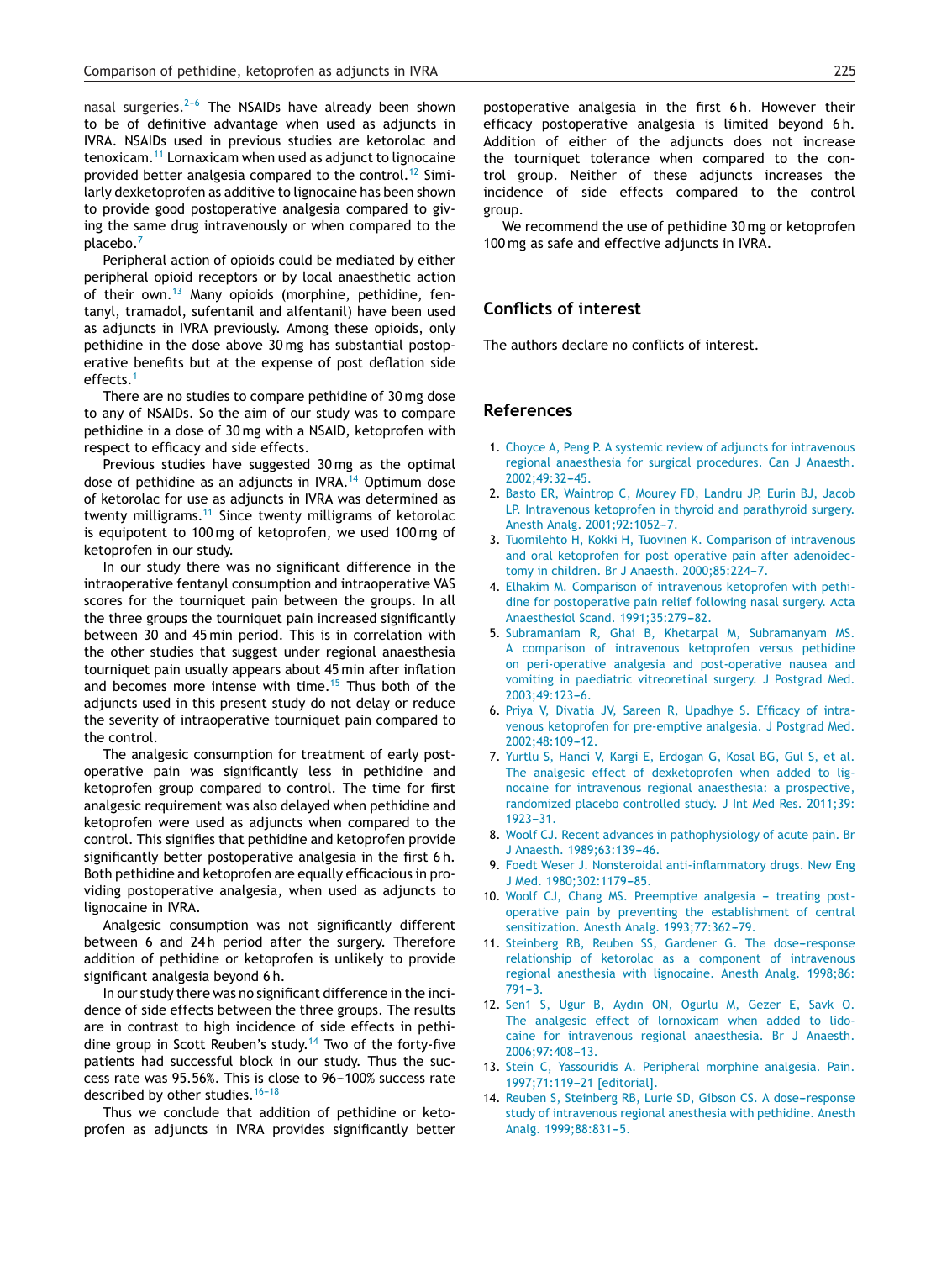nasal surgeries.[2–6] The NSAIDs have already been shown to be of definitive advantage when used as adjuncts in IVRA. NSAIDs used in previous studies are ketorolac and tenoxicam.[11] Lornaxicam when used as adjunct to lignocaine provided better analgesia compared to the control.[12] Similarly dexketoprofen as additive to lignocaine has been shown to provide good postoperative analgesia compared to giving the same drug intravenously or when compared to the placebo.[7]

Peripheral action of opioids could be mediated by either peripheral opioid receptors or by local anaesthetic action of their own.[13] Many opioids (morphine, pethidine, fentanyl, tramadol, sufentanil and alfentanil) have been used as adjuncts in IVRA previously. Among these opioids, only pethidine in the dose above 30 mg has substantial postoperative benefits but at the expense of post deflation side effects.[1]

There are no studies to compare pethidine of 30 mg dose to any of NSAIDs. So the aim of our study was to compare pethidine in a dose of 30 mg with a NSAID, ketoprofen with respect to efficacy and side effects.

Previous studies have suggested 30 mg as the optimal dose of pethidine as an adjuncts in IVRA.[14] Optimum dose of ketorolac for use as adjuncts in IVRA was determined as twenty milligrams.[11] Since twenty milligrams of ketorolac is equipotent to 100 mg of ketoprofen, we used 100 mg of ketoprofen in our study.

In our study there was no significant difference in the intraoperative fentanyl consumption and intraoperative VAS scores for the tourniquet pain between the groups. In all the three groups the tourniquet pain increased significantly between 30 and 45 min period. This is in correlation with the other studies that suggest under regional anaesthesia tourniquet pain usually appears about 45 min after inflation and becomes more intense with time.[15] Thus both of the adjuncts used in this present study do not delay or reduce the severity of intraoperative tourniquet pain compared to the control.

The analgesic consumption for treatment of early postoperative pain was significantly less in pethidine and ketoprofen group compared to control. The time for first analgesic requirement was also delayed when pethidine and ketoprofen were used as adjuncts when compared to the control. This signifies that pethidine and ketoprofen provide significantly better postoperative analgesia in the first 6 h. Both pethidine and ketoprofen are equally efficacious in providing postoperative analgesia, when used as adjuncts to lignocaine in IVRA.

Analgesic consumption was not significantly different between 6 and 24 h period after the surgery. Therefore addition of pethidine or ketoprofen is unlikely to provide significant analgesia beyond 6 h.

In our study there was no significant difference in the incidence of side effects between the three groups. The results are in contrast to high incidence of side effects in pethidine group in Scott Reuben's study.[14] Two of the forty-five patients had successful block in our study. Thus the success rate was 95.56%. This is close to 96–100% success rate described by other studies.[16–18]

Thus we conclude that addition of pethidine or ketoprofen as adjuncts in IVRA provides significantly better postoperative analgesia in the first 6 h. However their efficacy postoperative analgesia is limited beyond 6 h. Addition of either of the adjuncts does not increase the tourniquet tolerance when compared to the control group. Neither of these adjuncts increases the incidence of side effects compared to the control group.

We recommend the use of pethidine 30 mg or ketoprofen 100 mg as safe and effective adjuncts in IVRA.

## Conflicts of interest

The authors declare no conflicts of interest.

## References

1. Choyce A, Peng P. A systemic review of adjuncts for intravenous regional anaesthesia for surgical procedures. Can J Anaesth. 2002;49:32–45.
2. Basto ER, Waintrop C, Mourey FD, Landru JP, Eurin BJ, Jacob LP. Intravenous ketoprofen in thyroid and parathyroid surgery. Anesth Analg. 2001;92:1052–7.
3. Tuomilehto H, Kokki H, Tuovinen K. Comparison of intravenous and oral ketoprofen for post operative pain after adenoidectomy in children. Br J Anaesth. 2000;85:224–7.
4. Elhakim M. Comparison of intravenous ketoprofen with pethidine for postoperative pain relief following nasal surgery. Acta Anaesthesiol Scand. 1991;35:279–82.
5. Subramaniam R, Ghai B, Khetarpal M, Subramanyam MS. A comparison of intravenous ketoprofen versus pethidine on peri-operative analgesia and post-operative nausea and vomiting in paediatric vitreoretinal surgery. J Postgrad Med. 2003;49:123–6.
6. Priya V, Divatia JV, Sareen R, Upadhye S. Efficacy of intravenous ketoprofen for pre-emptive analgesia. J Postgrad Med. 2002;48:109–12.
7. Yurtlu S, Hanci V, Kargi E, Erdogan G, Kosal BG, Gul S, et al. The analgesic effect of dexketoprofen when added to lignocaine for intravenous regional anaesthesia: a prospective, randomized placebo controlled study. J Int Med Res. 2011;39:1923–31.
8. Woolf CJ. Recent advances in pathophysiology of acute pain. Br J Anaesth. 1989;63:139–46.
9. Foedt Weser J. Nonsteroidal anti-inflammatory drugs. New Eng J Med. 1980;302:1179–85.
10. Woolf CJ, Chang MS. Preemptive analgesia – treating postoperative pain by preventing the establishment of central sensitization. Anesth Analg. 1993;77:362–79.
11. Steinberg RB, Reuben SS, Gardener G. The dose–response relationship of ketorolac as a component of intravenous regional anesthesia with lignocaine. Anesth Analg. 1998;86:791–3.
12. Sen1 S, Ugur B, Aydın ON, Ogurlu M, Gezer E, Savk O. The analgesic effect of lornoxicam when added to lidocaine for intravenous regional anaesthesia. Br J Anaesth. 2006;97:408–13.
13. Stein C, Yassouridis A. Peripheral morphine analgesia. Pain. 1997;71:119–21 [editorial].
14. Reuben S, Steinberg RB, Lurie SD, Gibson CS. A dose–response study of intravenous regional anesthesia with pethidine. Anesth Analg. 1999;88:831–5.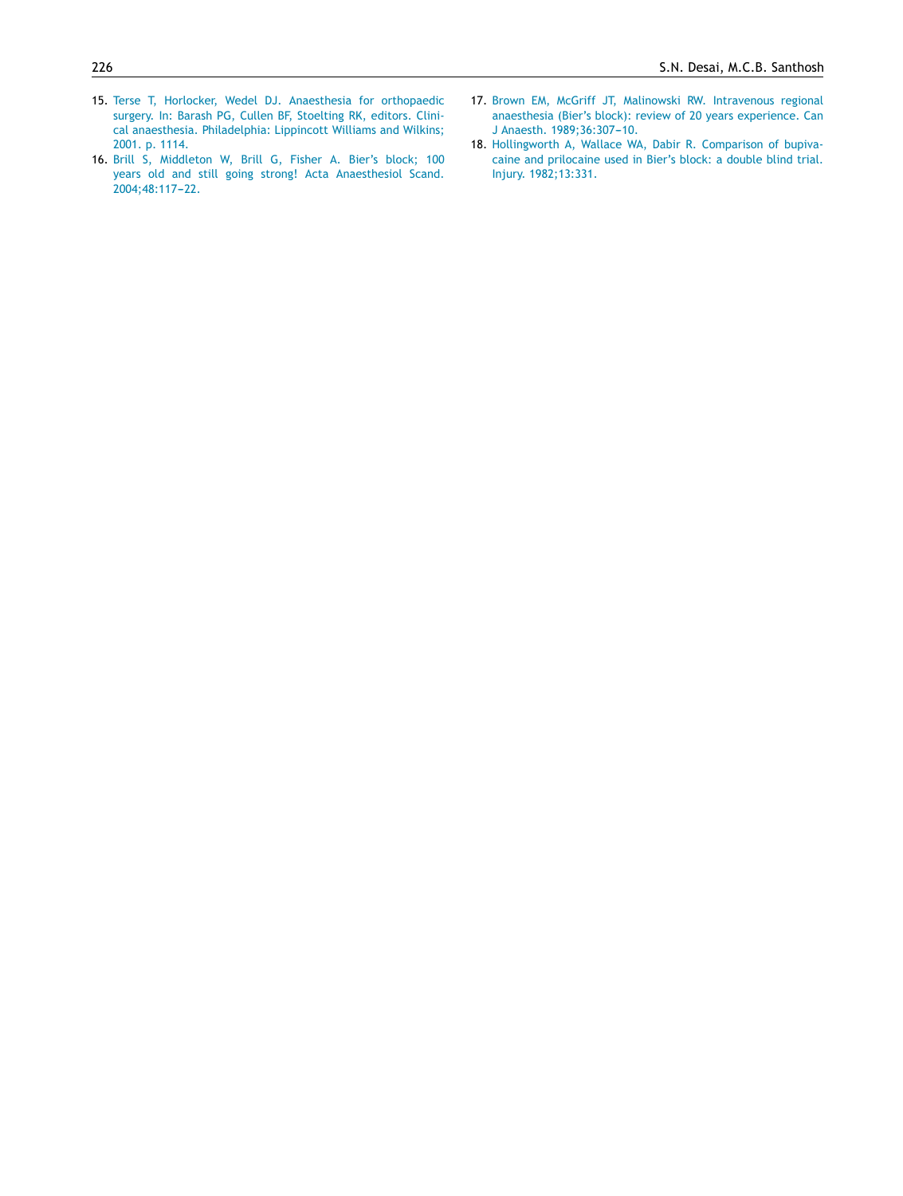15. Terse T, Horlocker, Wedel DJ. Anaesthesia for orthopaedic surgery. In: Barash PG, Cullen BF, Stoelting RK, editors. Clinical anaesthesia. Philadelphia: Lippincott Williams and Wilkins; 2001. p. 1114.
16. Brill S, Middleton W, Brill G, Fisher A. Bier's block; 100 years old and still going strong! Acta Anaesthesiol Scand. 2004;48:117—22.
17. Brown EM, McGriff JT, Malinowski RW. Intravenous regional anaesthesia (Bier's block): review of 20 years experience. Can J Anaesth. 1989;36:307—10.
18. Hollingworth A, Wallace WA, Dabir R. Comparison of bupivacaine and prilocaine used in Bier's block: a double blind trial. Injury. 1982;13:331.